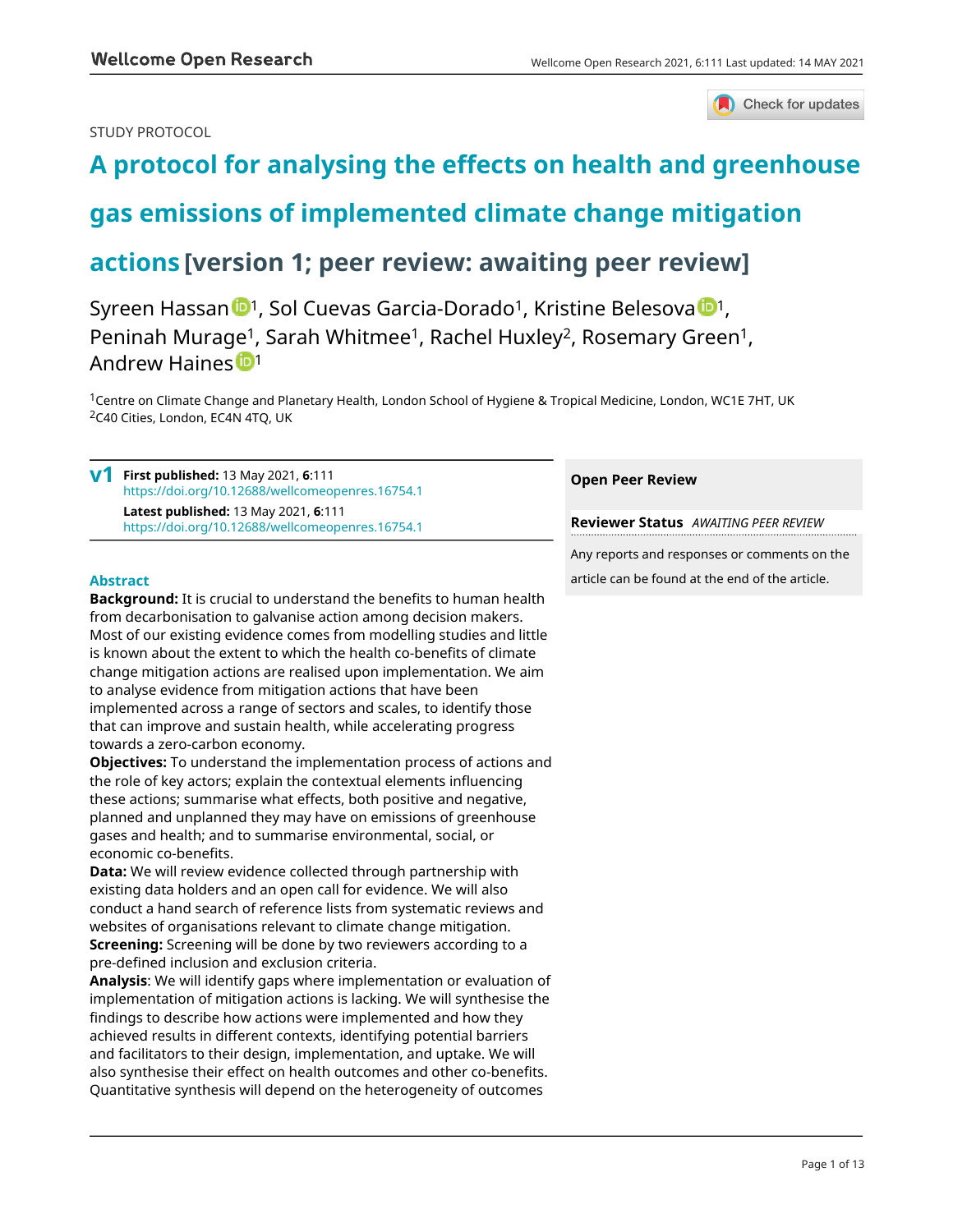STUDY PROTOCOL

# A protocol for analysing the effects on health and greenhouse gas emissions of implemented climate change mitigation actions [version 1; peer review: awaiting peer review]

Syreen Hassan[1], Sol Cuevas Garcia-Dorado[1], Kristine Belesova[1], Peninah Murage[1], Sarah Whitmee[1], Rachel Huxley[2], Rosemary Green[1], Andrew Haines[1]

[1]Centre on Climate Change and Planetary Health, London School of Hygiene & Tropical Medicine, London, WC1E 7HT, UK
[2]C40 Cities, London, EC4N 4TQ, UK

**v1** **First published:** 13 May 2021, **6**:111 https://doi.org/10.12688/wellcomeopenres.16754.1
**Latest published:** 13 May 2021, **6**:111 https://doi.org/10.12688/wellcomeopenres.16754.1

## Abstract

**Background:** It is crucial to understand the benefits to human health from decarbonisation to galvanise action among decision makers. Most of our existing evidence comes from modelling studies and little is known about the extent to which the health co-benefits of climate change mitigation actions are realised upon implementation. We aim to analyse evidence from mitigation actions that have been implemented across a range of sectors and scales, to identify those that can improve and sustain health, while accelerating progress towards a zero-carbon economy.

**Objectives:** To understand the implementation process of actions and the role of key actors; explain the contextual elements influencing these actions; summarise what effects, both positive and negative, planned and unplanned they may have on emissions of greenhouse gases and health; and to summarise environmental, social, or economic co-benefits.

**Data:** We will review evidence collected through partnership with existing data holders and an open call for evidence. We will also conduct a hand search of reference lists from systematic reviews and websites of organisations relevant to climate change mitigation.

**Screening:** Screening will be done by two reviewers according to a pre-defined inclusion and exclusion criteria.

**Analysis**: We will identify gaps where implementation or evaluation of implementation of mitigation actions is lacking. We will synthesise the findings to describe how actions were implemented and how they achieved results in different contexts, identifying potential barriers and facilitators to their design, implementation, and uptake. We will also synthesise their effect on health outcomes and other co-benefits. Quantitative synthesis will depend on the heterogeneity of outcomes

**Open Peer Review**

**Reviewer Status** *AWAITING PEER REVIEW*

Any reports and responses or comments on the article can be found at the end of the article.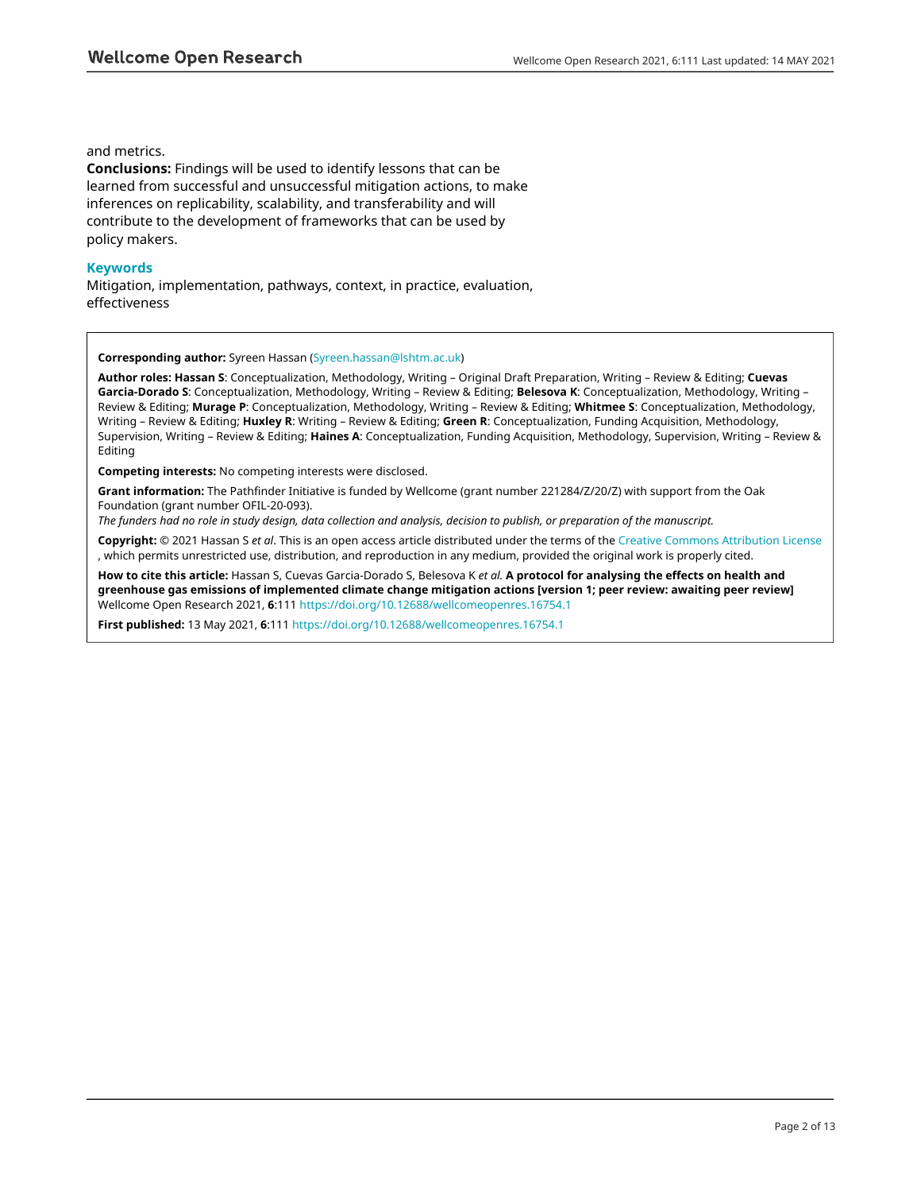and metrics.

**Conclusions:** Findings will be used to identify lessons that can be learned from successful and unsuccessful mitigation actions, to make inferences on replicability, scalability, and transferability and will contribute to the development of frameworks that can be used by policy makers.

### Keywords

Mitigation, implementation, pathways, context, in practice, evaluation, effectiveness

**Corresponding author:** Syreen Hassan (Syreen.hassan@lshtm.ac.uk)

**Author roles: Hassan S**: Conceptualization, Methodology, Writing – Original Draft Preparation, Writing – Review & Editing; **Cuevas Garcia-Dorado S**: Conceptualization, Methodology, Writing – Review & Editing; **Belesova K**: Conceptualization, Methodology, Writing – Review & Editing; **Murage P**: Conceptualization, Methodology, Writing – Review & Editing; **Whitmee S**: Conceptualization, Methodology, Writing – Review & Editing; **Huxley R**: Writing – Review & Editing; **Green R**: Conceptualization, Funding Acquisition, Methodology, Supervision, Writing – Review & Editing; **Haines A**: Conceptualization, Funding Acquisition, Methodology, Supervision, Writing – Review & Editing

**Competing interests:** No competing interests were disclosed.

**Grant information:** The Pathfinder Initiative is funded by Wellcome (grant number 221284/Z/20/Z) with support from the Oak Foundation (grant number OFIL-20-093).

*The funders had no role in study design, data collection and analysis, decision to publish, or preparation of the manuscript.*

**Copyright:** © 2021 Hassan S *et al*. This is an open access article distributed under the terms of the Creative Commons Attribution License, which permits unrestricted use, distribution, and reproduction in any medium, provided the original work is properly cited.

**How to cite this article:** Hassan S, Cuevas Garcia-Dorado S, Belesova K *et al.* **A protocol for analysing the effects on health and greenhouse gas emissions of implemented climate change mitigation actions [version 1; peer review: awaiting peer review]** Wellcome Open Research 2021, **6**:111 https://doi.org/10.12688/wellcomeopenres.16754.1

**First published:** 13 May 2021, **6**:111 https://doi.org/10.12688/wellcomeopenres.16754.1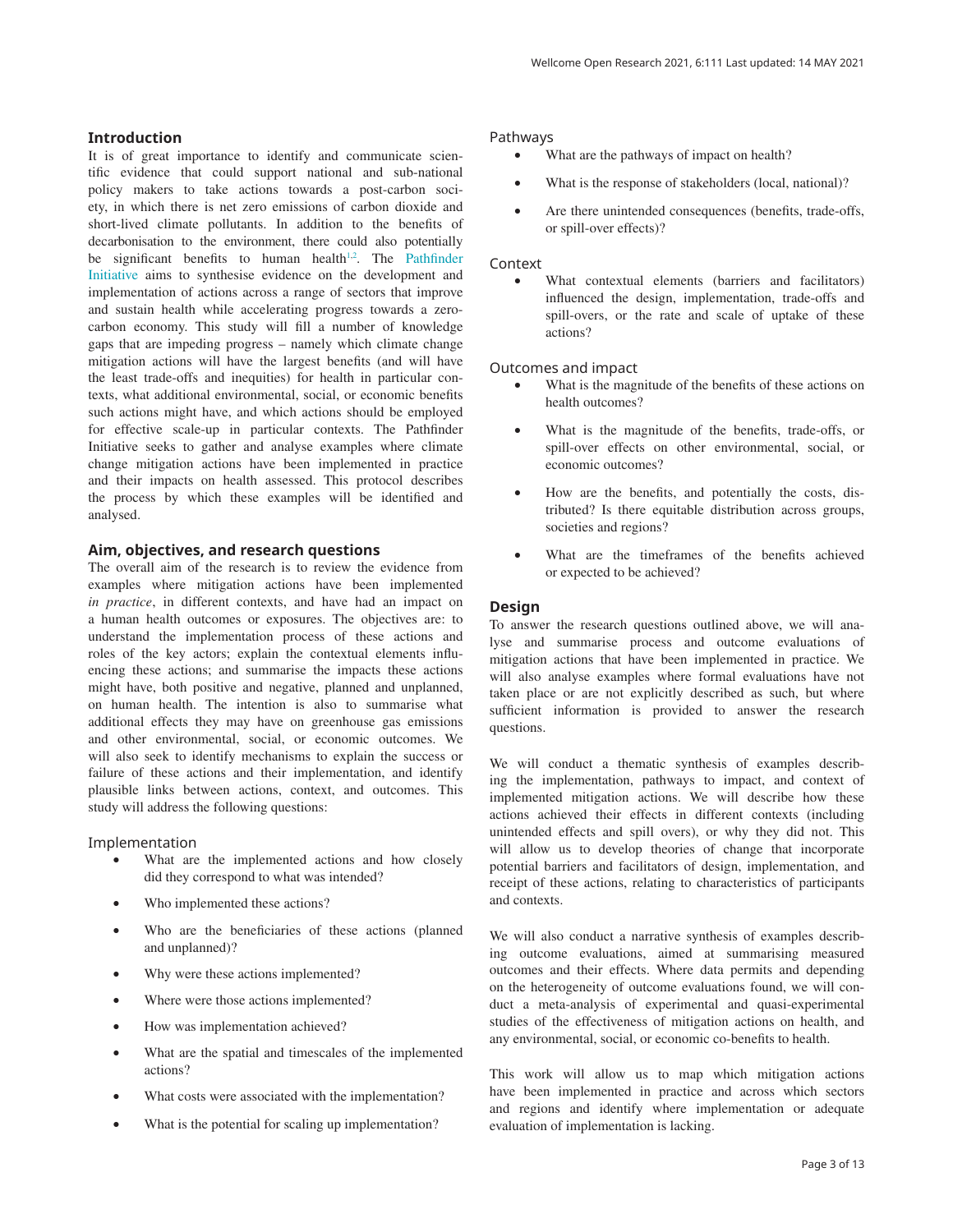## Introduction

It is of great importance to identify and communicate scientific evidence that could support national and sub-national policy makers to take actions towards a post-carbon society, in which there is net zero emissions of carbon dioxide and short-lived climate pollutants. In addition to the benefits of decarbonisation to the environment, there could also potentially be significant benefits to human health[1,2]. The Pathfinder Initiative aims to synthesise evidence on the development and implementation of actions across a range of sectors that improve and sustain health while accelerating progress towards a zero-carbon economy. This study will fill a number of knowledge gaps that are impeding progress – namely which climate change mitigation actions will have the largest benefits (and will have the least trade-offs and inequities) for health in particular contexts, what additional environmental, social, or economic benefits such actions might have, and which actions should be employed for effective scale-up in particular contexts. The Pathfinder Initiative seeks to gather and analyse examples where climate change mitigation actions have been implemented in practice and their impacts on health assessed. This protocol describes the process by which these examples will be identified and analysed.

## Aim, objectives, and research questions

The overall aim of the research is to review the evidence from examples where mitigation actions have been implemented *in practice*, in different contexts, and have had an impact on a human health outcomes or exposures. The objectives are: to understand the implementation process of these actions and roles of the key actors; explain the contextual elements influencing these actions; and summarise the impacts these actions might have, both positive and negative, planned and unplanned, on human health. The intention is also to summarise what additional effects they may have on greenhouse gas emissions and other environmental, social, or economic outcomes. We will also seek to identify mechanisms to explain the success or failure of these actions and their implementation, and identify plausible links between actions, context, and outcomes. This study will address the following questions:

### Implementation

- What are the implemented actions and how closely did they correspond to what was intended?
- Who implemented these actions?
- Who are the beneficiaries of these actions (planned and unplanned)?
- Why were these actions implemented?
- Where were those actions implemented?
- How was implementation achieved?
- What are the spatial and timescales of the implemented actions?
- What costs were associated with the implementation?
- What is the potential for scaling up implementation?

### Pathways

- What are the pathways of impact on health?
- What is the response of stakeholders (local, national)?
- Are there unintended consequences (benefits, trade-offs, or spill-over effects)?

### Context

- What contextual elements (barriers and facilitators) influenced the design, implementation, trade-offs and spill-overs, or the rate and scale of uptake of these actions?

### Outcomes and impact

- What is the magnitude of the benefits of these actions on health outcomes?
- What is the magnitude of the benefits, trade-offs, or spill-over effects on other environmental, social, or economic outcomes?
- How are the benefits, and potentially the costs, distributed? Is there equitable distribution across groups, societies and regions?
- What are the timeframes of the benefits achieved or expected to be achieved?

## Design

To answer the research questions outlined above, we will analyse and summarise process and outcome evaluations of mitigation actions that have been implemented in practice. We will also analyse examples where formal evaluations have not taken place or are not explicitly described as such, but where sufficient information is provided to answer the research questions.

We will conduct a thematic synthesis of examples describing the implementation, pathways to impact, and context of implemented mitigation actions. We will describe how these actions achieved their effects in different contexts (including unintended effects and spill overs), or why they did not. This will allow us to develop theories of change that incorporate potential barriers and facilitators of design, implementation, and receipt of these actions, relating to characteristics of participants and contexts.

We will also conduct a narrative synthesis of examples describing outcome evaluations, aimed at summarising measured outcomes and their effects. Where data permits and depending on the heterogeneity of outcome evaluations found, we will conduct a meta-analysis of experimental and quasi-experimental studies of the effectiveness of mitigation actions on health, and any environmental, social, or economic co-benefits to health.

This work will allow us to map which mitigation actions have been implemented in practice and across which sectors and regions and identify where implementation or adequate evaluation of implementation is lacking.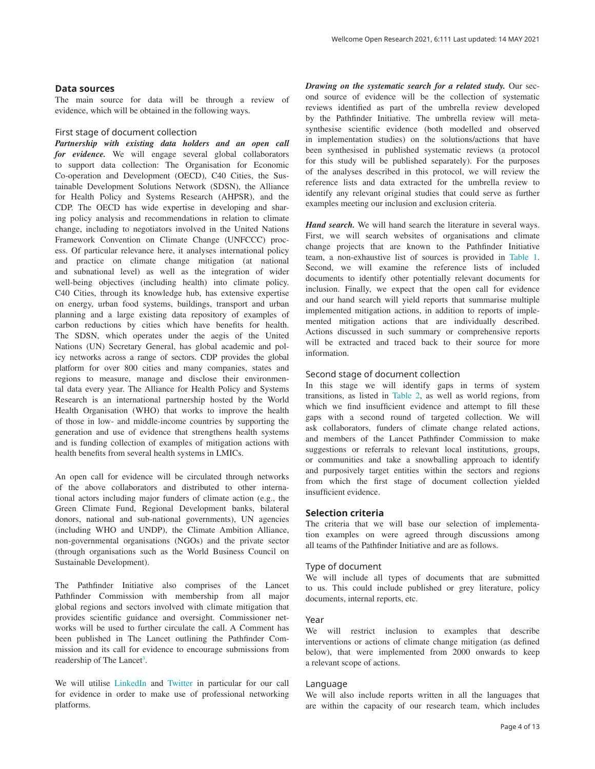## Data sources

The main source for data will be through a review of evidence, which will be obtained in the following ways.

### First stage of document collection

***Partnership with existing data holders and an open call for evidence.*** We will engage several global collaborators to support data collection: The Organisation for Economic Co-operation and Development (OECD), C40 Cities, the Sustainable Development Solutions Network (SDSN), the Alliance for Health Policy and Systems Research (AHPSR), and the CDP. The OECD has wide expertise in developing and sharing policy analysis and recommendations in relation to climate change, including to negotiators involved in the United Nations Framework Convention on Climate Change (UNFCCC) process. Of particular relevance here, it analyses international policy and practice on climate change mitigation (at national and subnational level) as well as the integration of wider well-being objectives (including health) into climate policy. C40 Cities, through its knowledge hub, has extensive expertise on energy, urban food systems, buildings, transport and urban planning and a large existing data repository of examples of carbon reductions by cities which have benefits for health. The SDSN, which operates under the aegis of the United Nations (UN) Secretary General, has global academic and policy networks across a range of sectors. CDP provides the global platform for over 800 cities and many companies, states and regions to measure, manage and disclose their environmental data every year. The Alliance for Health Policy and Systems Research is an international partnership hosted by the World Health Organisation (WHO) that works to improve the health of those in low- and middle-income countries by supporting the generation and use of evidence that strengthens health systems and is funding collection of examples of mitigation actions with health benefits from several health systems in LMICs.

An open call for evidence will be circulated through networks of the above collaborators and distributed to other international actors including major funders of climate action (e.g., the Green Climate Fund, Regional Development banks, bilateral donors, national and sub-national governments), UN agencies (including WHO and UNDP), the Climate Ambition Alliance, non-governmental organisations (NGOs) and the private sector (through organisations such as the World Business Council on Sustainable Development).

The Pathfinder Initiative also comprises of the Lancet Pathfinder Commission with membership from all major global regions and sectors involved with climate mitigation that provides scientific guidance and oversight. Commissioner networks will be used to further circulate the call. A Comment has been published in The Lancet outlining the Pathfinder Commission and its call for evidence to encourage submissions from readership of The Lancet[3].

We will utilise LinkedIn and Twitter in particular for our call for evidence in order to make use of professional networking platforms.

***Drawing on the systematic search for a related study.*** Our second source of evidence will be the collection of systematic reviews identified as part of the umbrella review developed by the Pathfinder Initiative. The umbrella review will meta-synthesise scientific evidence (both modelled and observed in implementation studies) on the solutions/actions that have been synthesised in published systematic reviews (a protocol for this study will be published separately). For the purposes of the analyses described in this protocol, we will review the reference lists and data extracted for the umbrella review to identify any relevant original studies that could serve as further examples meeting our inclusion and exclusion criteria.

***Hand search.*** We will hand search the literature in several ways. First, we will search websites of organisations and climate change projects that are known to the Pathfinder Initiative team, a non-exhaustive list of sources is provided in Table 1. Second, we will examine the reference lists of included documents to identify other potentially relevant documents for inclusion. Finally, we expect that the open call for evidence and our hand search will yield reports that summarise multiple implemented mitigation actions, in addition to reports of implemented mitigation actions that are individually described. Actions discussed in such summary or comprehensive reports will be extracted and traced back to their source for more information.

### Second stage of document collection

In this stage we will identify gaps in terms of system transitions, as listed in Table 2, as well as world regions, from which we find insufficient evidence and attempt to fill these gaps with a second round of targeted collection. We will ask collaborators, funders of climate change related actions, and members of the Lancet Pathfinder Commission to make suggestions or referrals to relevant local institutions, groups, or communities and take a snowballing approach to identify and purposively target entities within the sectors and regions from which the first stage of document collection yielded insufficient evidence.

## Selection criteria

The criteria that we will base our selection of implementation examples on were agreed through discussions among all teams of the Pathfinder Initiative and are as follows.

### Type of document

We will include all types of documents that are submitted to us. This could include published or grey literature, policy documents, internal reports, etc.

### Year

We will restrict inclusion to examples that describe interventions or actions of climate change mitigation (as defined below), that were implemented from 2000 onwards to keep a relevant scope of actions.

### Language

We will also include reports written in all the languages that are within the capacity of our research team, which includes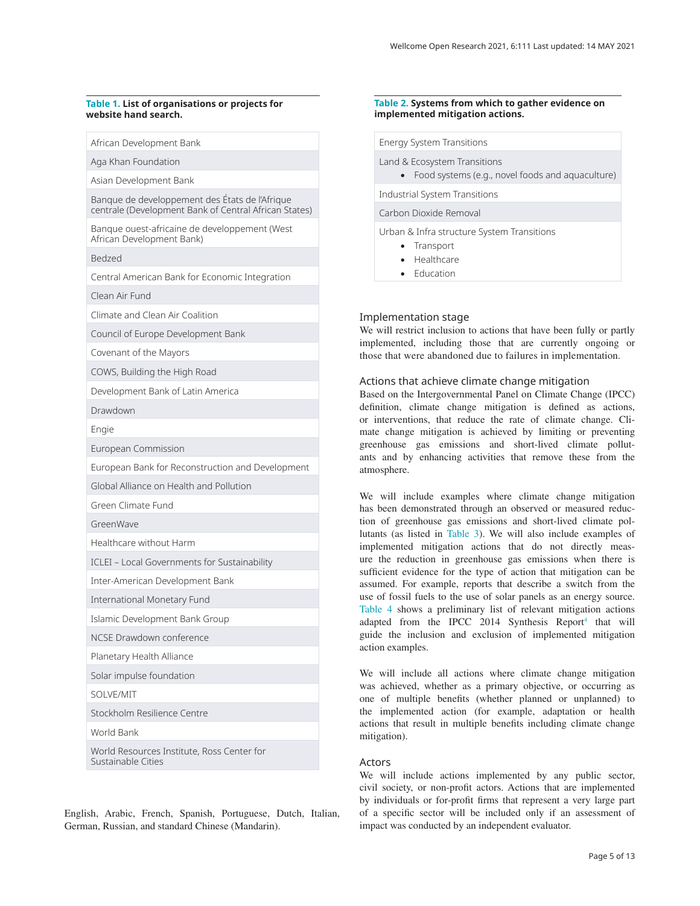**Table 1. List of organisations or projects for website hand search.**

| |
|---|
| African Development Bank |
| Aga Khan Foundation |
| Asian Development Bank |
| Banque de developpement des États de l'Afrique centrale (Development Bank of Central African States) |
| Banque ouest-africaine de developpement (West African Development Bank) |
| Bedzed |
| Central American Bank for Economic Integration |
| Clean Air Fund |
| Climate and Clean Air Coalition |
| Council of Europe Development Bank |
| Covenant of the Mayors |
| COWS, Building the High Road |
| Development Bank of Latin America |
| Drawdown |
| Engie |
| European Commission |
| European Bank for Reconstruction and Development |
| Global Alliance on Health and Pollution |
| Green Climate Fund |
| GreenWave |
| Healthcare without Harm |
| ICLEI – Local Governments for Sustainability |
| Inter-American Development Bank |
| International Monetary Fund |
| Islamic Development Bank Group |
| NCSE Drawdown conference |
| Planetary Health Alliance |
| Solar impulse foundation |
| SOLVE/MIT |
| Stockholm Resilience Centre |
| World Bank |
| World Resources Institute, Ross Center for Sustainable Cities |

English, Arabic, French, Spanish, Portuguese, Dutch, Italian, German, Russian, and standard Chinese (Mandarin).

**Table 2. Systems from which to gather evidence on implemented mitigation actions.**

| |
|---|
| Energy System Transitions |
| Land & Ecosystem Transitions<br>• Food systems (e.g., novel foods and aquaculture) |
| Industrial System Transitions |
| Carbon Dioxide Removal |
| Urban & Infra structure System Transitions<br>• Transport<br>• Healthcare<br>• Education |

### Implementation stage

We will restrict inclusion to actions that have been fully or partly implemented, including those that are currently ongoing or those that were abandoned due to failures in implementation.

### Actions that achieve climate change mitigation

Based on the Intergovernmental Panel on Climate Change (IPCC) definition, climate change mitigation is defined as actions, or interventions, that reduce the rate of climate change. Climate change mitigation is achieved by limiting or preventing greenhouse gas emissions and short-lived climate pollutants and by enhancing activities that remove these from the atmosphere.

We will include examples where climate change mitigation has been demonstrated through an observed or measured reduction of greenhouse gas emissions and short-lived climate pollutants (as listed in Table 3). We will also include examples of implemented mitigation actions that do not directly measure the reduction in greenhouse gas emissions when there is sufficient evidence for the type of action that mitigation can be assumed. For example, reports that describe a switch from the use of fossil fuels to the use of solar panels as an energy source. Table 4 shows a preliminary list of relevant mitigation actions adapted from the IPCC 2014 Synthesis Report[4] that will guide the inclusion and exclusion of implemented mitigation action examples.

We will include all actions where climate change mitigation was achieved, whether as a primary objective, or occurring as one of multiple benefits (whether planned or unplanned) to the implemented action (for example, adaptation or health actions that result in multiple benefits including climate change mitigation).

### Actors

We will include actions implemented by any public sector, civil society, or non-profit actors. Actions that are implemented by individuals or for-profit firms that represent a very large part of a specific sector will be included only if an assessment of impact was conducted by an independent evaluator.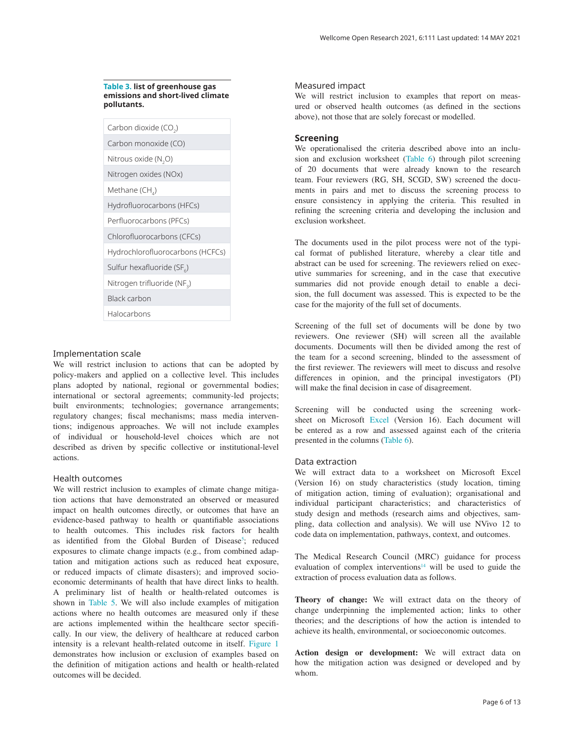**Table 3. list of greenhouse gas emissions and short-lived climate pollutants.**

| |
|---|
| Carbon dioxide ($CO_2$) |
| Carbon monoxide (CO) |
| Nitrous oxide ($N_2O$) |
| Nitrogen oxides (NOx) |
| Methane ($CH_4$) |
| Hydrofluorocarbons (HFCs) |
| Perfluorocarbons (PFCs) |
| Chlorofluorocarbons (CFCs) |
| Hydrochlorofluorocarbons (HCFCs) |
| Sulfur hexafluoride ($SF_6$) |
| Nitrogen trifluoride ($NF_3$) |
| Black carbon |
| Halocarbons |

### Implementation scale

We will restrict inclusion to actions that can be adopted by policy-makers and applied on a collective level. This includes plans adopted by national, regional or governmental bodies; international or sectoral agreements; community-led projects; built environments; technologies; governance arrangements; regulatory changes; fiscal mechanisms; mass media interventions; indigenous approaches. We will not include examples of individual or household-level choices which are not described as driven by specific collective or institutional-level actions.

### Health outcomes

We will restrict inclusion to examples of climate change mitigation actions that have demonstrated an observed or measured impact on health outcomes directly, or outcomes that have an evidence-based pathway to health or quantifiable associations to health outcomes. This includes risk factors for health as identified from the Global Burden of Disease[5]; reduced exposures to climate change impacts (e.g., from combined adaptation and mitigation actions such as reduced heat exposure, or reduced impacts of climate disasters); and improved socioeconomic determinants of health that have direct links to health. A preliminary list of health or health-related outcomes is shown in Table 5. We will also include examples of mitigation actions where no health outcomes are measured only if these are actions implemented within the healthcare sector specifically. In our view, the delivery of healthcare at reduced carbon intensity is a relevant health-related outcome in itself. Figure 1 demonstrates how inclusion or exclusion of examples based on the definition of mitigation actions and health or health-related outcomes will be decided.

### Measured impact

We will restrict inclusion to examples that report on measured or observed health outcomes (as defined in the sections above), not those that are solely forecast or modelled.

## Screening

We operationalised the criteria described above into an inclusion and exclusion worksheet (Table 6) through pilot screening of 20 documents that were already known to the research team. Four reviewers (RG, SH, SCGD, SW) screened the documents in pairs and met to discuss the screening process to ensure consistency in applying the criteria. This resulted in refining the screening criteria and developing the inclusion and exclusion worksheet.

The documents used in the pilot process were not of the typical format of published literature, whereby a clear title and abstract can be used for screening. The reviewers relied on executive summaries for screening, and in the case that executive summaries did not provide enough detail to enable a decision, the full document was assessed. This is expected to be the case for the majority of the full set of documents.

Screening of the full set of documents will be done by two reviewers. One reviewer (SH) will screen all the available documents. Documents will then be divided among the rest of the team for a second screening, blinded to the assessment of the first reviewer. The reviewers will meet to discuss and resolve differences in opinion, and the principal investigators (PI) will make the final decision in case of disagreement.

Screening will be conducted using the screening worksheet on Microsoft Excel (Version 16). Each document will be entered as a row and assessed against each of the criteria presented in the columns (Table 6).

### Data extraction

We will extract data to a worksheet on Microsoft Excel (Version 16) on study characteristics (study location, timing of mitigation action, timing of evaluation); organisational and individual participant characteristics; and characteristics of study design and methods (research aims and objectives, sampling, data collection and analysis). We will use NVivo 12 to code data on implementation, pathways, context, and outcomes.

The Medical Research Council (MRC) guidance for process evaluation of complex interventions[14] will be used to guide the extraction of process evaluation data as follows.

**Theory of change:** We will extract data on the theory of change underpinning the implemented action; links to other theories; and the descriptions of how the action is intended to achieve its health, environmental, or socioeconomic outcomes.

**Action design or development:** We will extract data on how the mitigation action was designed or developed and by whom.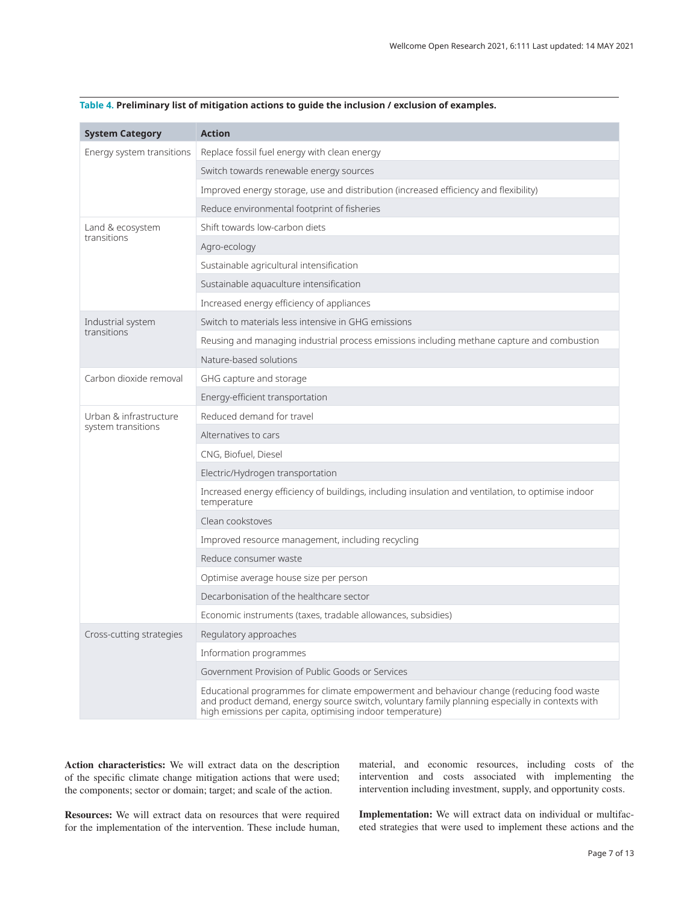**Table 4. Preliminary list of mitigation actions to guide the inclusion / exclusion of examples.**

| System Category | Action |
|---|---|
| Energy system transitions | Replace fossil fuel energy with clean energy |
| | Switch towards renewable energy sources |
| | Improved energy storage, use and distribution (increased efficiency and flexibility) |
| | Reduce environmental footprint of fisheries |
| Land & ecosystem transitions | Shift towards low-carbon diets |
| | Agro-ecology |
| | Sustainable agricultural intensification |
| | Sustainable aquaculture intensification |
| | Increased energy efficiency of appliances |
| Industrial system transitions | Switch to materials less intensive in GHG emissions |
| | Reusing and managing industrial process emissions including methane capture and combustion |
| | Nature-based solutions |
| Carbon dioxide removal | GHG capture and storage |
| | Energy-efficient transportation |
| Urban & infrastructure system transitions | Reduced demand for travel |
| | Alternatives to cars |
| | CNG, Biofuel, Diesel |
| | Electric/Hydrogen transportation |
| | Increased energy efficiency of buildings, including insulation and ventilation, to optimise indoor temperature |
| | Clean cookstoves |
| | Improved resource management, including recycling |
| | Reduce consumer waste |
| | Optimise average house size per person |
| | Decarbonisation of the healthcare sector |
| | Economic instruments (taxes, tradable allowances, subsidies) |
| Cross-cutting strategies | Regulatory approaches |
| | Information programmes |
| | Government Provision of Public Goods or Services |
| | Educational programmes for climate empowerment and behaviour change (reducing food waste and product demand, energy source switch, voluntary family planning especially in contexts with high emissions per capita, optimising indoor temperature) |

**Action characteristics:** We will extract data on the description of the specific climate change mitigation actions that were used; the components; sector or domain; target; and scale of the action.

**Resources:** We will extract data on resources that were required for the implementation of the intervention. These include human, material, and economic resources, including costs of the intervention and costs associated with implementing the intervention including investment, supply, and opportunity costs.

**Implementation:** We will extract data on individual or multifaceted strategies that were used to implement these actions and the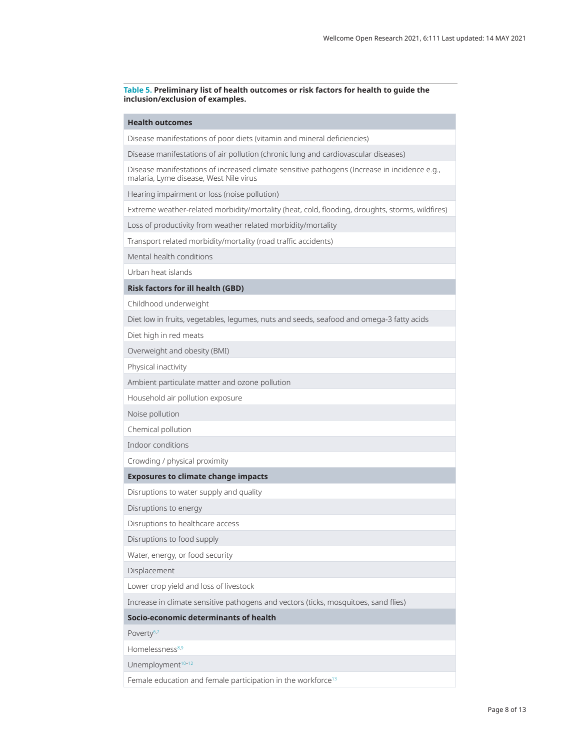**Table 5. Preliminary list of health outcomes or risk factors for health to guide the inclusion/exclusion of examples.**

| **Health outcomes** |
|---|
| Disease manifestations of poor diets (vitamin and mineral deficiencies) |
| Disease manifestations of air pollution (chronic lung and cardiovascular diseases) |
| Disease manifestations of increased climate sensitive pathogens (Increase in incidence e.g., malaria, Lyme disease, West Nile virus |
| Hearing impairment or loss (noise pollution) |
| Extreme weather-related morbidity/mortality (heat, cold, flooding, droughts, storms, wildfires) |
| Loss of productivity from weather related morbidity/mortality |
| Transport related morbidity/mortality (road traffic accidents) |
| Mental health conditions |
| Urban heat islands |
| **Risk factors for ill health (GBD)** |
| Childhood underweight |
| Diet low in fruits, vegetables, legumes, nuts and seeds, seafood and omega-3 fatty acids |
| Diet high in red meats |
| Overweight and obesity (BMI) |
| Physical inactivity |
| Ambient particulate matter and ozone pollution |
| Household air pollution exposure |
| Noise pollution |
| Chemical pollution |
| Indoor conditions |
| Crowding / physical proximity |
| **Exposures to climate change impacts** |
| Disruptions to water supply and quality |
| Disruptions to energy |
| Disruptions to healthcare access |
| Disruptions to food supply |
| Water, energy, or food security |
| Displacement |
| Lower crop yield and loss of livestock |
| Increase in climate sensitive pathogens and vectors (ticks, mosquitoes, sand flies) |
| **Socio-economic determinants of health** |
| Poverty[6,7] |
| Homelessness[8,9] |
| Unemployment[10–12] |
| Female education and female participation in the workforce[13] |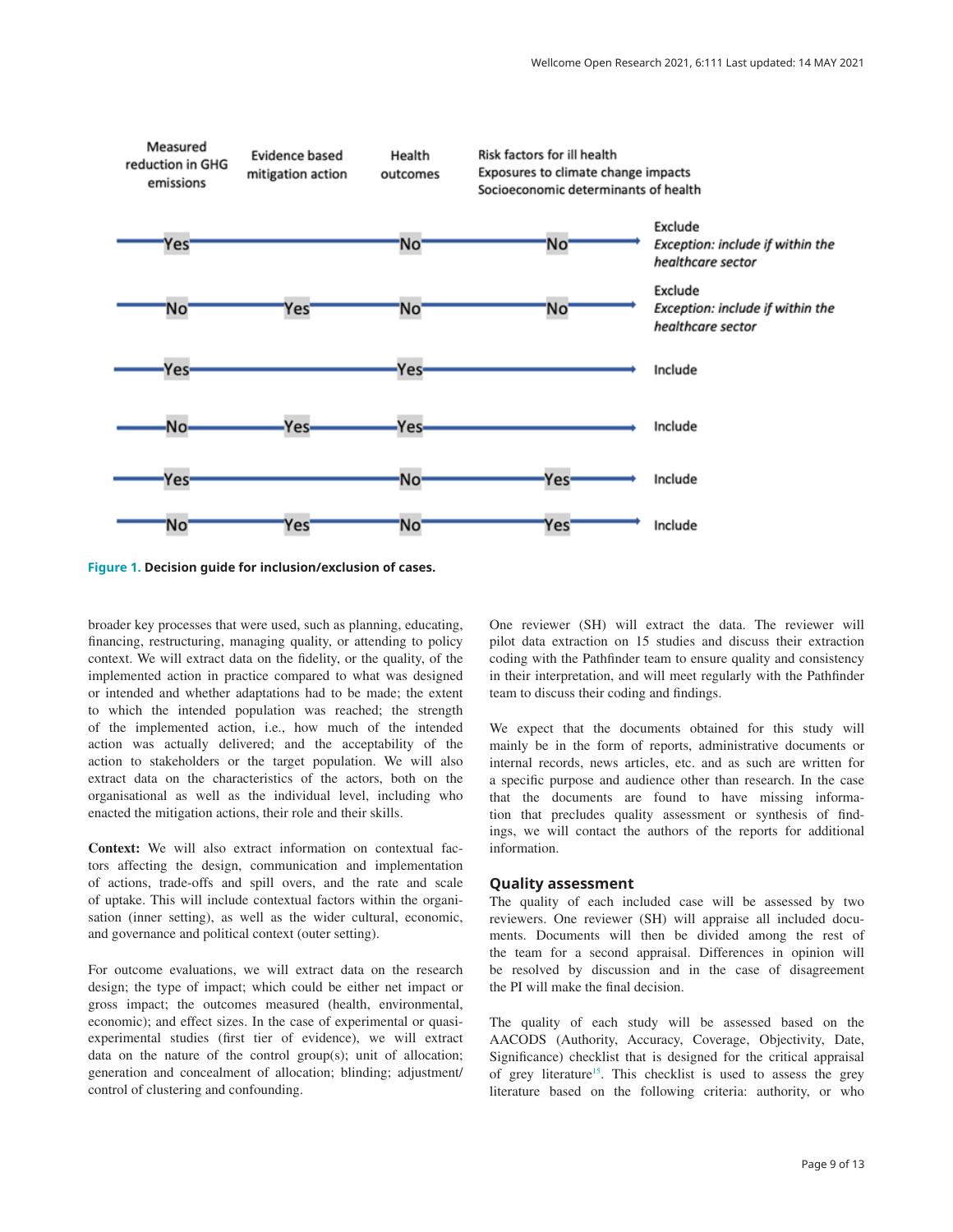Measured reduction in GHG emissions

Evidence based mitigation action

Health outcomes

Risk factors for ill health
Exposures to climate change impacts
Socioeconomic determinants of health

Yes — No — No → Exclude
*Exception: include if within the healthcare sector*

No — Yes — No — No → Exclude
*Exception: include if within the healthcare sector*

Yes — Yes → Include

No — Yes — Yes → Include

Yes — No — Yes → Include

No — Yes — No — Yes → Include

**Figure 1. Decision guide for inclusion/exclusion of cases.**

broader key processes that were used, such as planning, educating, financing, restructuring, managing quality, or attending to policy context. We will extract data on the fidelity, or the quality, of the implemented action in practice compared to what was designed or intended and whether adaptations had to be made; the extent to which the intended population was reached; the strength of the implemented action, i.e., how much of the intended action was actually delivered; and the acceptability of the action to stakeholders or the target population. We will also extract data on the characteristics of the actors, both on the organisational as well as the individual level, including who enacted the mitigation actions, their role and their skills.

**Context:** We will also extract information on contextual factors affecting the design, communication and implementation of actions, trade-offs and spill overs, and the rate and scale of uptake. This will include contextual factors within the organisation (inner setting), as well as the wider cultural, economic, and governance and political context (outer setting).

For outcome evaluations, we will extract data on the research design; the type of impact; which could be either net impact or gross impact; the outcomes measured (health, environmental, economic); and effect sizes. In the case of experimental or quasi-experimental studies (first tier of evidence), we will extract data on the nature of the control group(s); unit of allocation; generation and concealment of allocation; blinding; adjustment/control of clustering and confounding.

One reviewer (SH) will extract the data. The reviewer will pilot data extraction on 15 studies and discuss their extraction coding with the Pathfinder team to ensure quality and consistency in their interpretation, and will meet regularly with the Pathfinder team to discuss their coding and findings.

We expect that the documents obtained for this study will mainly be in the form of reports, administrative documents or internal records, news articles, etc. and as such are written for a specific purpose and audience other than research. In the case that the documents are found to have missing information that precludes quality assessment or synthesis of findings, we will contact the authors of the reports for additional information.

### Quality assessment

The quality of each included case will be assessed by two reviewers. One reviewer (SH) will appraise all included documents. Documents will then be divided among the rest of the team for a second appraisal. Differences in opinion will be resolved by discussion and in the case of disagreement the PI will make the final decision.

The quality of each study will be assessed based on the AACODS (Authority, Accuracy, Coverage, Objectivity, Date, Significance) checklist that is designed for the critical appraisal of grey literature[15]. This checklist is used to assess the grey literature based on the following criteria: authority, or who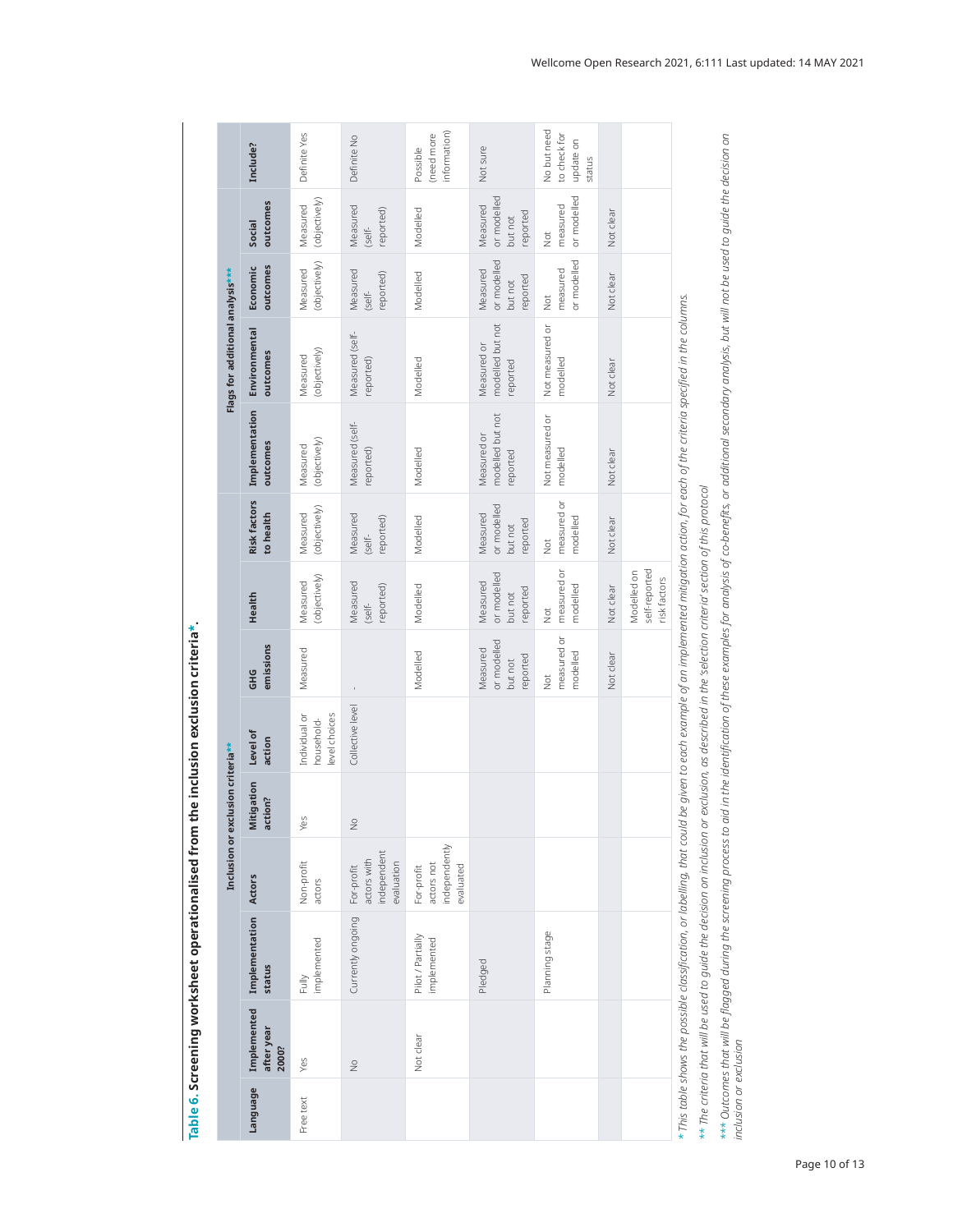**Table 6. Screening worksheet operationalised from the inclusion exclusion criteria*.**

| Language | Inclusion or exclusion criteria** | | | | | Flags for additional analysis*** | | | | | | | Include? |
|---|---|---|---|---|---|---|---|---|---|---|---|---|---|
| | Implemented after year 2000? | Implementation status | Actors | Mitigation action? | Level of action | GHG emissions | Health | Risk factors to health | Implementation outcomes | Environmental outcomes | Economic outcomes | Social outcomes | |
| Free text | Yes | Fully implemented | Non-profit actors | Yes | Individual or household-level choices | Measured | Measured (objectively) | Measured (objectively) | Measured (objectively) | Measured (objectively) | Measured (objectively) | Measured (objectively) | Definite Yes |
| | No | Currently ongoing | For-profit actors with independent evaluation | No | Collective level | - | Measured (self-reported) | Measured (self-reported) | Measured (self-reported) | Measured (self-reported) | Measured (self-reported) | Measured (self-reported) | Definite No |
| | Not clear | Pilot / Partially implemented | For-profit actors not independently evaluated | | | Modelled | Modelled | Modelled | Modelled | Modelled | Modelled | Modelled | Possible (need more information) |
| | | Pledged | | | | Measured or modelled but not reported | Measured or modelled but not reported | Measured or modelled but not reported | Measured or modelled but not reported | Measured or modelled but not reported | Measured or modelled but not reported | Measured or modelled but not reported | Not sure |
| | | Planning stage | | | | Not measured or modelled | Not measured or modelled | Not measured or modelled | Not measured or modelled | Not measured or modelled | Not measured or modelled | Not measured or modelled | No but need to check for update on status |
| | | | | | | Not clear | Not clear | Not clear | Not clear | Not clear | Not clear | Not clear | |
| | | | | | | | Modelled on self-reported risk factors | | | | | | |

\* This table shows the possible classification, or labelling, that could be given to each example of an implemented mitigation action, for each of the criteria specified in the columns.

\*\* The criteria that will be used to guide the decision on inclusion or exclusion, as described in the 'selection criteria' section of this protocol

\*\*\* Outcomes that will be flagged during the screening process to aid in the identification of these examples for analysis of co-benefits, or additional secondary analysis, but will not be used to guide the decision on inclusion or exclusion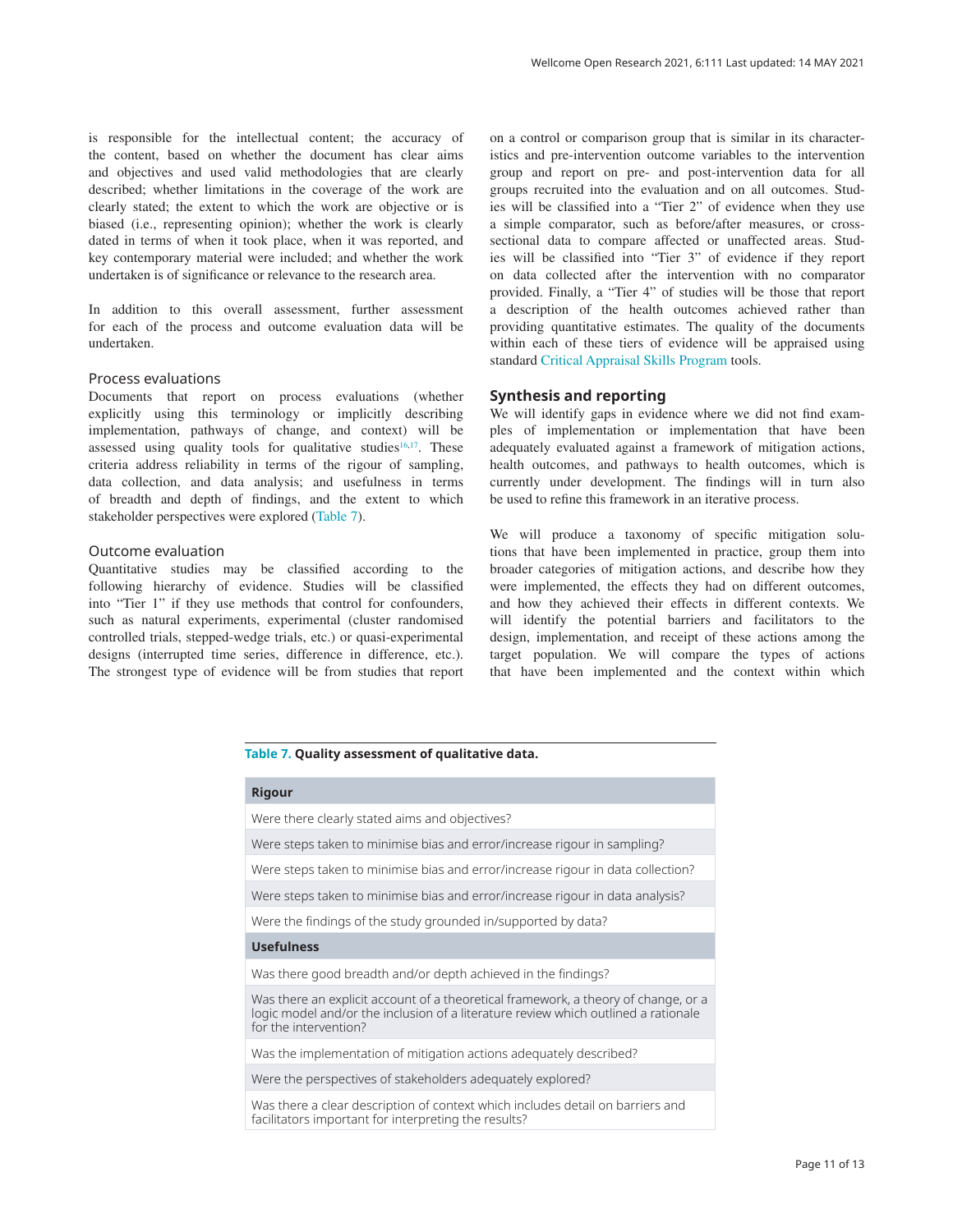is responsible for the intellectual content; the accuracy of the content, based on whether the document has clear aims and objectives and used valid methodologies that are clearly described; whether limitations in the coverage of the work are clearly stated; the extent to which the work are objective or is biased (i.e., representing opinion); whether the work is clearly dated in terms of when it took place, when it was reported, and key contemporary material were included; and whether the work undertaken is of significance or relevance to the research area.

In addition to this overall assessment, further assessment for each of the process and outcome evaluation data will be undertaken.

### Process evaluations

Documents that report on process evaluations (whether explicitly using this terminology or implicitly describing implementation, pathways of change, and context) will be assessed using quality tools for qualitative studies[16,17]. These criteria address reliability in terms of the rigour of sampling, data collection, and data analysis; and usefulness in terms of breadth and depth of findings, and the extent to which stakeholder perspectives were explored (Table 7).

### Outcome evaluation

Quantitative studies may be classified according to the following hierarchy of evidence. Studies will be classified into "Tier 1" if they use methods that control for confounders, such as natural experiments, experimental (cluster randomised controlled trials, stepped-wedge trials, etc.) or quasi-experimental designs (interrupted time series, difference in difference, etc.). The strongest type of evidence will be from studies that report on a control or comparison group that is similar in its characteristics and pre-intervention outcome variables to the intervention group and report on pre- and post-intervention data for all groups recruited into the evaluation and on all outcomes. Studies will be classified into a "Tier 2" of evidence when they use a simple comparator, such as before/after measures, or cross-sectional data to compare affected or unaffected areas. Studies will be classified into "Tier 3" of evidence if they report on data collected after the intervention with no comparator provided. Finally, a "Tier 4" of studies will be those that report a description of the health outcomes achieved rather than providing quantitative estimates. The quality of the documents within each of these tiers of evidence will be appraised using standard Critical Appraisal Skills Program tools.

## Synthesis and reporting

We will identify gaps in evidence where we did not find examples of implementation or implementation that have been adequately evaluated against a framework of mitigation actions, health outcomes, and pathways to health outcomes, which is currently under development. The findings will in turn also be used to refine this framework in an iterative process.

We will produce a taxonomy of specific mitigation solutions that have been implemented in practice, group them into broader categories of mitigation actions, and describe how they were implemented, the effects they had on different outcomes, and how they achieved their effects in different contexts. We will identify the potential barriers and facilitators to the design, implementation, and receipt of these actions among the target population. We will compare the types of actions that have been implemented and the context within which

**Table 7. Quality assessment of qualitative data.**

| |
|---|
| **Rigour** |
| Were there clearly stated aims and objectives? |
| Were steps taken to minimise bias and error/increase rigour in sampling? |
| Were steps taken to minimise bias and error/increase rigour in data collection? |
| Were steps taken to minimise bias and error/increase rigour in data analysis? |
| Were the findings of the study grounded in/supported by data? |
| **Usefulness** |
| Was there good breadth and/or depth achieved in the findings? |
| Was there an explicit account of a theoretical framework, a theory of change, or a logic model and/or the inclusion of a literature review which outlined a rationale for the intervention? |
| Was the implementation of mitigation actions adequately described? |
| Were the perspectives of stakeholders adequately explored? |
| Was there a clear description of context which includes detail on barriers and facilitators important for interpreting the results? |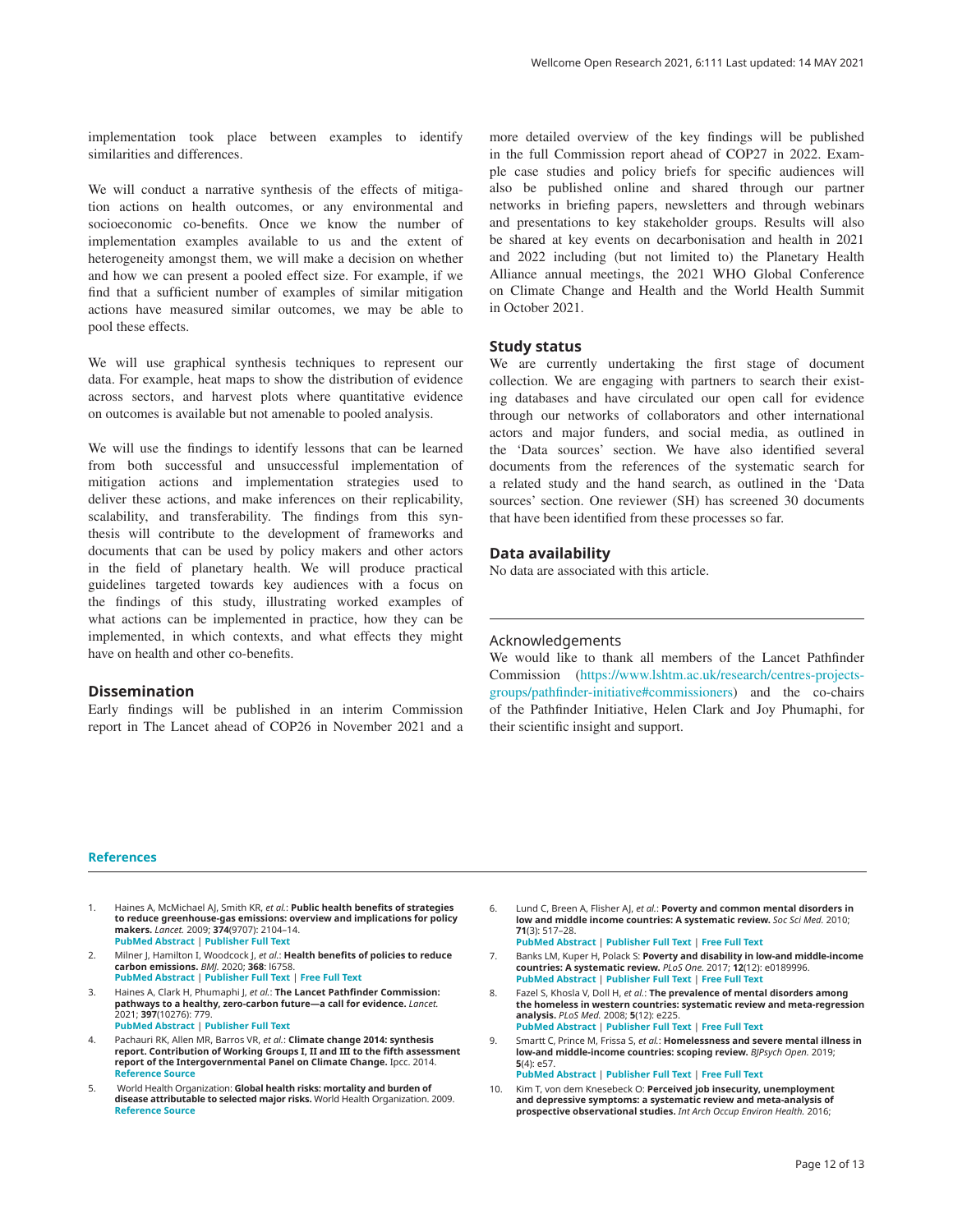implementation took place between examples to identify similarities and differences.

We will conduct a narrative synthesis of the effects of mitigation actions on health outcomes, or any environmental and socioeconomic co-benefits. Once we know the number of implementation examples available to us and the extent of heterogeneity amongst them, we will make a decision on whether and how we can present a pooled effect size. For example, if we find that a sufficient number of examples of similar mitigation actions have measured similar outcomes, we may be able to pool these effects.

We will use graphical synthesis techniques to represent our data. For example, heat maps to show the distribution of evidence across sectors, and harvest plots where quantitative evidence on outcomes is available but not amenable to pooled analysis.

We will use the findings to identify lessons that can be learned from both successful and unsuccessful implementation of mitigation actions and implementation strategies used to deliver these actions, and make inferences on their replicability, scalability, and transferability. The findings from this synthesis will contribute to the development of frameworks and documents that can be used by policy makers and other actors in the field of planetary health. We will produce practical guidelines targeted towards key audiences with a focus on the findings of this study, illustrating worked examples of what actions can be implemented in practice, how they can be implemented, in which contexts, and what effects they might have on health and other co-benefits.

## Dissemination

Early findings will be published in an interim Commission report in The Lancet ahead of COP26 in November 2021 and a more detailed overview of the key findings will be published in the full Commission report ahead of COP27 in 2022. Example case studies and policy briefs for specific audiences will also be published online and shared through our partner networks in briefing papers, newsletters and through webinars and presentations to key stakeholder groups. Results will also be shared at key events on decarbonisation and health in 2021 and 2022 including (but not limited to) the Planetary Health Alliance annual meetings, the 2021 WHO Global Conference on Climate Change and Health and the World Health Summit in October 2021.

## Study status

We are currently undertaking the first stage of document collection. We are engaging with partners to search their existing databases and have circulated our open call for evidence through our networks of collaborators and other international actors and major funders, and social media, as outlined in the 'Data sources' section. We have also identified several documents from the references of the systematic search for a related study and the hand search, as outlined in the 'Data sources' section. One reviewer (SH) has screened 30 documents that have been identified from these processes so far.

## Data availability

No data are associated with this article.

## Acknowledgements

We would like to thank all members of the Lancet Pathfinder Commission (https://www.lshtm.ac.uk/research/centres-projects-groups/pathfinder-initiative#commissioners) and the co-chairs of the Pathfinder Initiative, Helen Clark and Joy Phumaphi, for their scientific insight and support.

## References

1. Haines A, McMichael AJ, Smith KR, *et al.*: **Public health benefits of strategies to reduce greenhouse-gas emissions: overview and implications for policy makers.** *Lancet.* 2009; **374**(9707): 2104–14.
   PubMed Abstract | Publisher Full Text
2. Milner J, Hamilton I, Woodcock J, *et al.*: **Health benefits of policies to reduce carbon emissions.** *BMJ.* 2020; **368**: l6758.
   PubMed Abstract | Publisher Full Text | Free Full Text
3. Haines A, Clark H, Phumaphi J, *et al.*: **The Lancet Pathfinder Commission: pathways to a healthy, zero-carbon future—a call for evidence.** *Lancet.* 2021; **397**(10276): 779.
   PubMed Abstract | Publisher Full Text
4. Pachauri RK, Allen MR, Barros VR, *et al.*: **Climate change 2014: synthesis report. Contribution of Working Groups I, II and III to the fifth assessment report of the Intergovernmental Panel on Climate Change.** Ipcc. 2014.
   Reference Source
5. World Health Organization: **Global health risks: mortality and burden of disease attributable to selected major risks.** World Health Organization. 2009.
   Reference Source
6. Lund C, Breen A, Flisher AJ, *et al.*: **Poverty and common mental disorders in low and middle income countries: A systematic review.** *Soc Sci Med.* 2010; **71**(3): 517–28.
   PubMed Abstract | Publisher Full Text | Free Full Text
7. Banks LM, Kuper H, Polack S: **Poverty and disability in low-and middle-income countries: A systematic review.** *PLoS One.* 2017; **12**(12): e0189996.
   PubMed Abstract | Publisher Full Text | Free Full Text
8. Fazel S, Khosla V, Doll H, *et al.*: **The prevalence of mental disorders among the homeless in western countries: systematic review and meta-regression analysis.** *PLoS Med.* 2008; **5**(12): e225.
   PubMed Abstract | Publisher Full Text | Free Full Text
9. Smartt C, Prince M, Frissa S, *et al.*: **Homelessness and severe mental illness in low-and middle-income countries: scoping review.** *BJPsych Open.* 2019; **5**(4): e57.
   PubMed Abstract | Publisher Full Text | Free Full Text
10. Kim T, von dem Knesebeck O: **Perceived job insecurity, unemployment and depressive symptoms: a systematic review and meta-analysis of prospective observational studies.** *Int Arch Occup Environ Health.* 2016;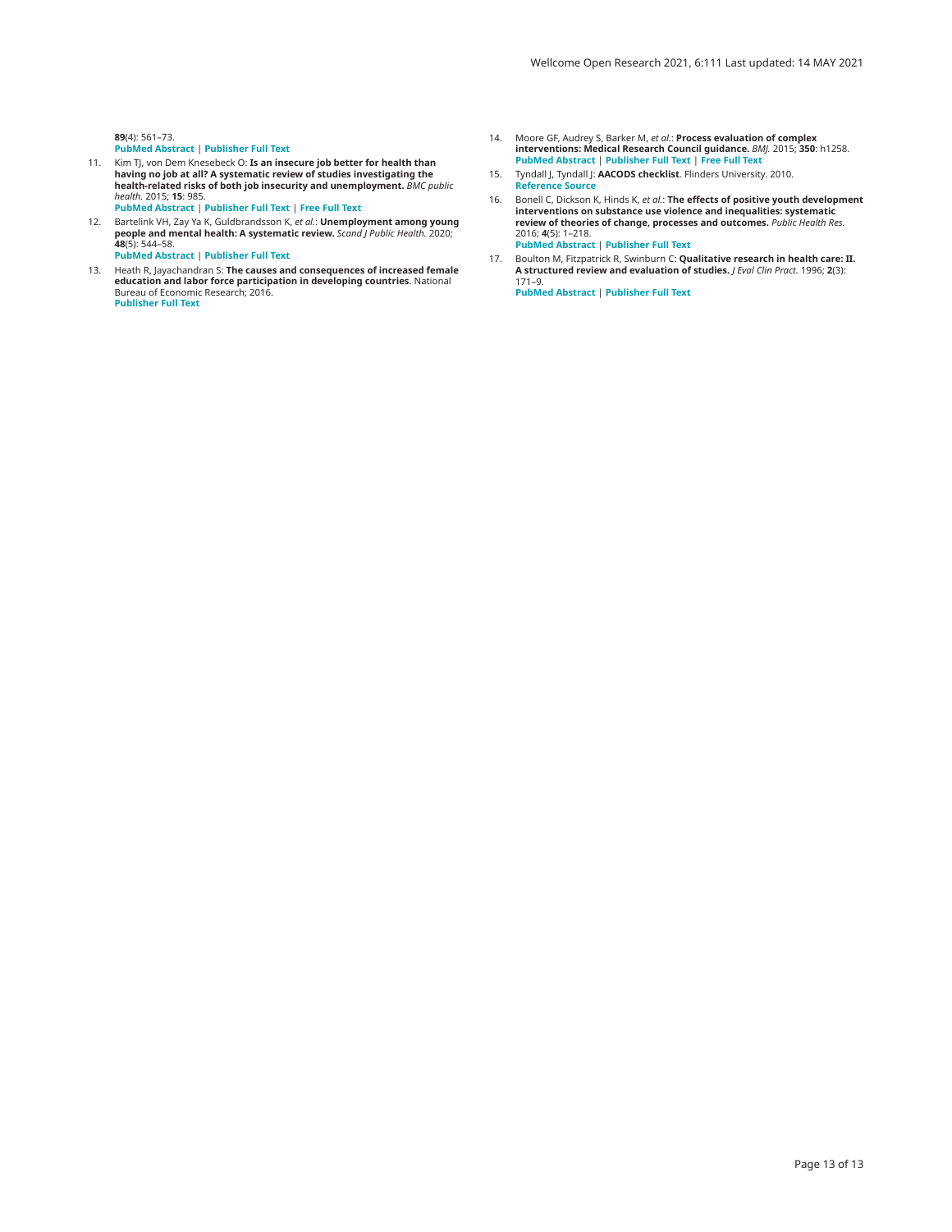**89**(4): 561–73.
**PubMed Abstract** | **Publisher Full Text**

11. Kim TJ, von Dem Knesebeck O: **Is an insecure job better for health than having no job at all? A systematic review of studies investigating the health-related risks of both job insecurity and unemployment.** *BMC public health.* 2015; **15**: 985.
**PubMed Abstract** | **Publisher Full Text** | **Free Full Text**

12. Bartelink VH, Zay Ya K, Guldbrandsson K, *et al.*: **Unemployment among young people and mental health: A systematic review.** *Scand J Public Health.* 2020; **48**(5): 544–58.
**PubMed Abstract** | **Publisher Full Text**

13. Heath R, Jayachandran S: **The causes and consequences of increased female education and labor force participation in developing countries**. National Bureau of Economic Research; 2016.
**Publisher Full Text**

14. Moore GF, Audrey S, Barker M, *et al.*: **Process evaluation of complex interventions: Medical Research Council guidance.** *BMJ.* 2015; **350**: h1258.
**PubMed Abstract** | **Publisher Full Text** | **Free Full Text**

15. Tyndall J, Tyndall J: **AACODS checklist**. Flinders University. 2010.
**Reference Source**

16. Bonell C, Dickson K, Hinds K, *et al.*: **The effects of positive youth development interventions on substance use violence and inequalities: systematic review of theories of change, processes and outcomes.** *Public Health Res.* 2016; **4**(5): 1–218.
**PubMed Abstract** | **Publisher Full Text**

17. Boulton M, Fitzpatrick R, Swinburn C: **Qualitative research in health care: II. A structured review and evaluation of studies.** *J Eval Clin Pract.* 1996; **2**(3): 171–9.
**PubMed Abstract** | **Publisher Full Text**